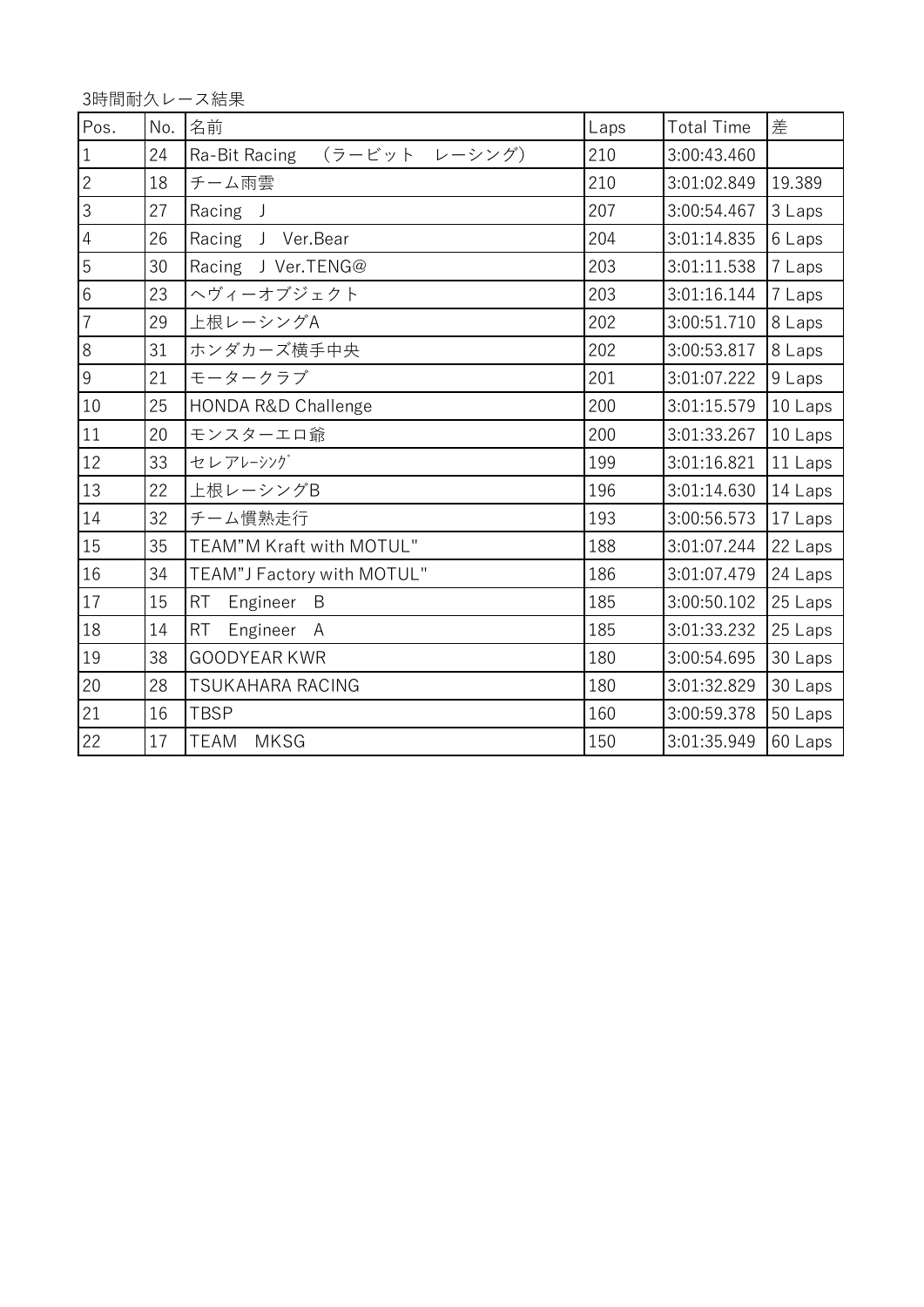3時間耐久レース結果

| Pos. | No. | 名前 | Laps | Total Time | 差 |
|---|---|---|---|---|---|
| 1 | 24 | Ra-Bit Racing　（ラービット　レーシング） | 210 | 3:00:43.460 | |
| 2 | 18 | チーム雨雲 | 210 | 3:01:02.849 | 19.389 |
| 3 | 27 | Racing　J | 207 | 3:00:54.467 | 3 Laps |
| 4 | 26 | Racing　J　Ver.Bear | 204 | 3:01:14.835 | 6 Laps |
| 5 | 30 | Racing　J Ver.TENG@ | 203 | 3:01:11.538 | 7 Laps |
| 6 | 23 | ヘヴィーオブジェクト | 203 | 3:01:16.144 | 7 Laps |
| 7 | 29 | 上根レーシングA | 202 | 3:00:51.710 | 8 Laps |
| 8 | 31 | ホンダカーズ横手中央 | 202 | 3:00:53.817 | 8 Laps |
| 9 | 21 | モータークラブ | 201 | 3:01:07.222 | 9 Laps |
| 10 | 25 | HONDA R&D Challenge | 200 | 3:01:15.579 | 10 Laps |
| 11 | 20 | モンスターエロ爺 | 200 | 3:01:33.267 | 10 Laps |
| 12 | 33 | セレアﾚｰｼﾝｸﾞ | 199 | 3:01:16.821 | 11 Laps |
| 13 | 22 | 上根レーシングB | 196 | 3:01:14.630 | 14 Laps |
| 14 | 32 | チーム慣熟走行 | 193 | 3:00:56.573 | 17 Laps |
| 15 | 35 | TEAM"M Kraft with MOTUL" | 188 | 3:01:07.244 | 22 Laps |
| 16 | 34 | TEAM"J Factory with MOTUL" | 186 | 3:01:07.479 | 24 Laps |
| 17 | 15 | RT　Engineer　B | 185 | 3:00:50.102 | 25 Laps |
| 18 | 14 | RT　Engineer　A | 185 | 3:01:33.232 | 25 Laps |
| 19 | 38 | GOODYEAR KWR | 180 | 3:00:54.695 | 30 Laps |
| 20 | 28 | TSUKAHARA RACING | 180 | 3:01:32.829 | 30 Laps |
| 21 | 16 | TBSP | 160 | 3:00:59.378 | 50 Laps |
| 22 | 17 | TEAM　MKSG | 150 | 3:01:35.949 | 60 Laps |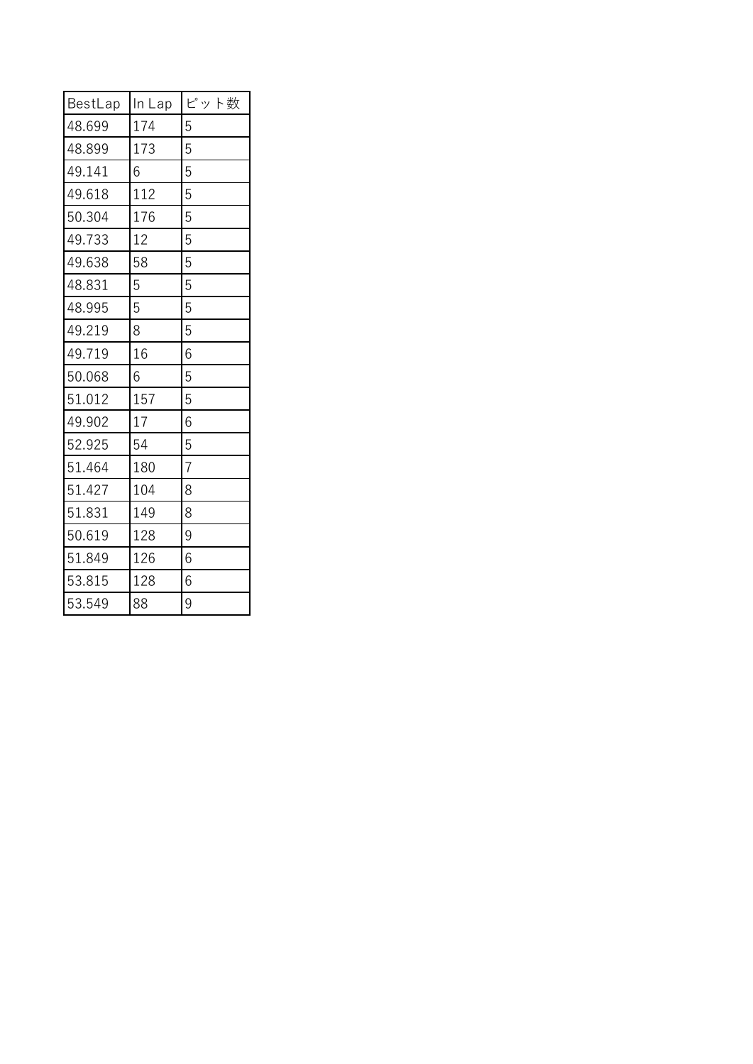| BestLap | In Lap | ピット数 |
|---|---|---|
| 48.699 | 174 | 5 |
| 48.899 | 173 | 5 |
| 49.141 | 6 | 5 |
| 49.618 | 112 | 5 |
| 50.304 | 176 | 5 |
| 49.733 | 12 | 5 |
| 49.638 | 58 | 5 |
| 48.831 | 5 | 5 |
| 48.995 | 5 | 5 |
| 49.219 | 8 | 5 |
| 49.719 | 16 | 6 |
| 50.068 | 6 | 5 |
| 51.012 | 157 | 5 |
| 49.902 | 17 | 6 |
| 52.925 | 54 | 5 |
| 51.464 | 180 | 7 |
| 51.427 | 104 | 8 |
| 51.831 | 149 | 8 |
| 50.619 | 128 | 9 |
| 51.849 | 126 | 6 |
| 53.815 | 128 | 6 |
| 53.549 | 88 | 9 |